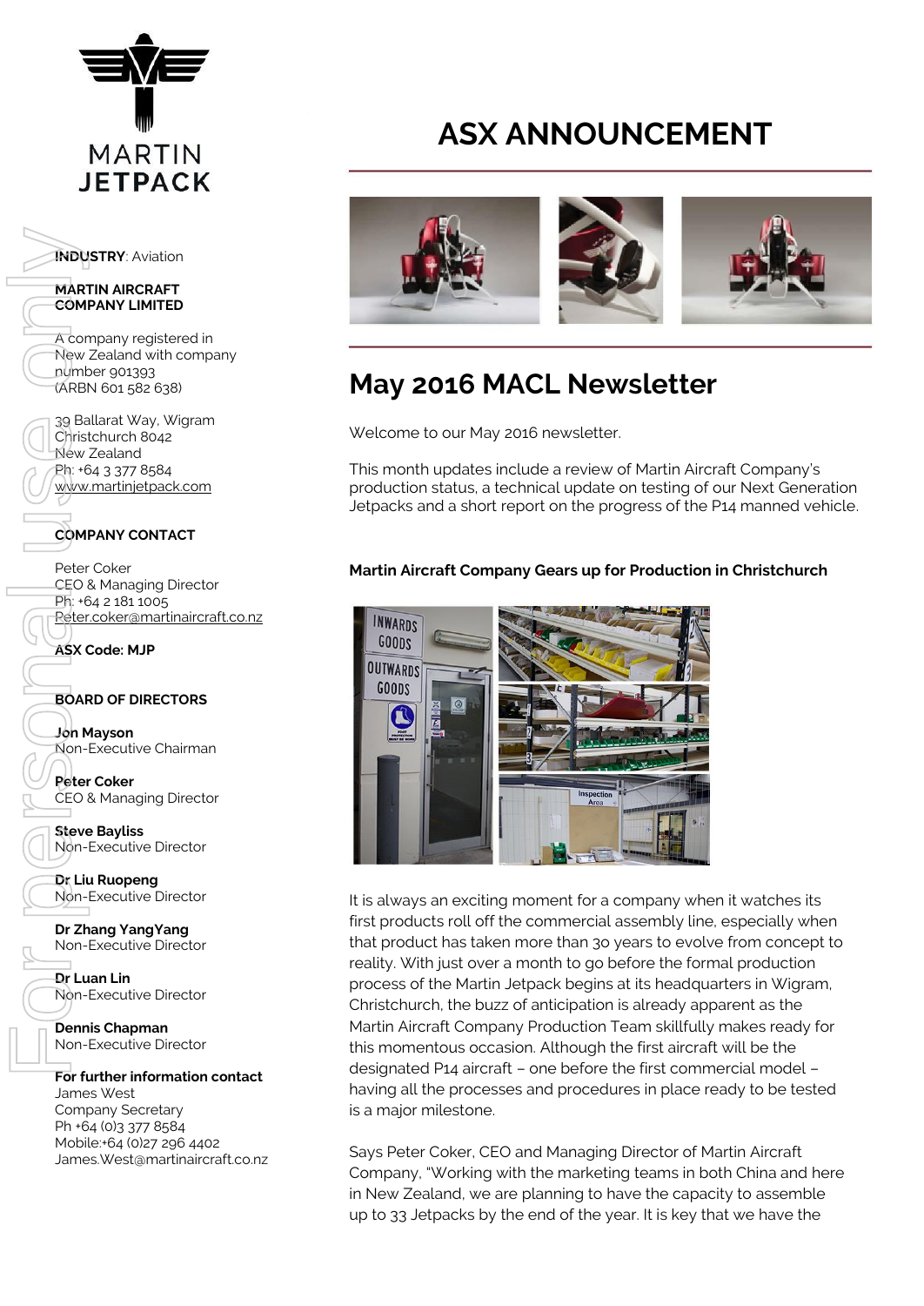MARTIN JETPACK

# ASX ANNOUNCEMENT

**INDUSTRY**: Aviation

**MARTIN AIRCRAFT COMPANY LIMITED**

A company registered in New Zealand with company number 901393 (ARBN 601 582 638)

39 Ballarat Way, Wigram
Christchurch 8042
New Zealand
Ph: +64 3 377 8584
www.martinjetpack.com

**COMPANY CONTACT**

Peter Coker
CEO & Managing Director
Ph: +64 2 181 1005
Peter.coker@martinaircraft.co.nz

**ASX Code: MJP**

**BOARD OF DIRECTORS**

**Jon Mayson**
Non-Executive Chairman

**Peter Coker**
CEO & Managing Director

**Steve Bayliss**
Non-Executive Director

**Dr Liu Ruopeng**
Non-Executive Director

**Dr Zhang YangYang**
Non-Executive Director

**Dr Luan Lin**
Non-Executive Director

**Dennis Chapman**
Non-Executive Director

**For further information contact**
James West
Company Secretary
Ph +64 (0)3 377 8584
Mobile:+64 (0)27 296 4402
James.West@martinaircraft.co.nz

## May 2016 MACL Newsletter

Welcome to our May 2016 newsletter.

This month updates include a review of Martin Aircraft Company's production status, a technical update on testing of our Next Generation Jetpacks and a short report on the progress of the P14 manned vehicle.

### Martin Aircraft Company Gears up for Production in Christchurch

It is always an exciting moment for a company when it watches its first products roll off the commercial assembly line, especially when that product has taken more than 30 years to evolve from concept to reality. With just over a month to go before the formal production process of the Martin Jetpack begins at its headquarters in Wigram, Christchurch, the buzz of anticipation is already apparent as the Martin Aircraft Company Production Team skillfully makes ready for this momentous occasion. Although the first aircraft will be the designated P14 aircraft – one before the first commercial model – having all the processes and procedures in place ready to be tested is a major milestone.

Says Peter Coker, CEO and Managing Director of Martin Aircraft Company, "Working with the marketing teams in both China and here in New Zealand, we are planning to have the capacity to assemble up to 33 Jetpacks by the end of the year. It is key that we have the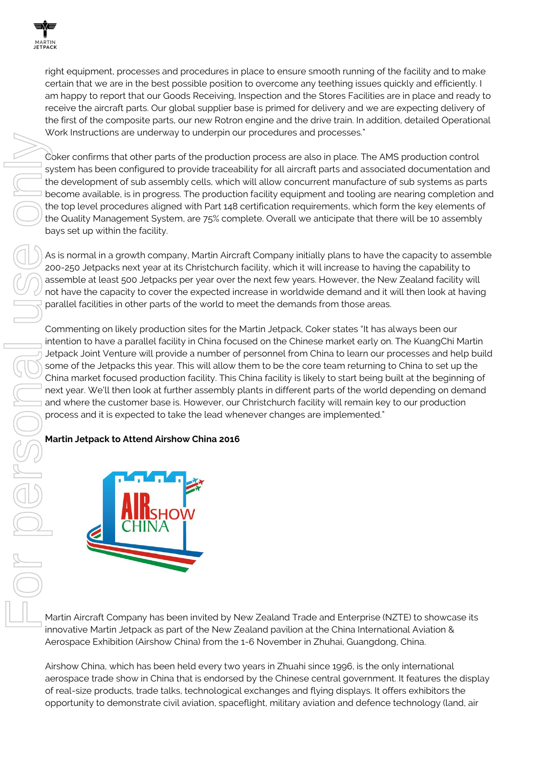right equipment, processes and procedures in place to ensure smooth running of the facility and to make certain that we are in the best possible position to overcome any teething issues quickly and efficiently. I am happy to report that our Goods Receiving, Inspection and the Stores Facilities are in place and ready to receive the aircraft parts. Our global supplier base is primed for delivery and we are expecting delivery of the first of the composite parts, our new Rotron engine and the drive train. In addition, detailed Operational Work Instructions are underway to underpin our procedures and processes."

Coker confirms that other parts of the production process are also in place. The AMS production control system has been configured to provide traceability for all aircraft parts and associated documentation and the development of sub assembly cells, which will allow concurrent manufacture of sub systems as parts become available, is in progress. The production facility equipment and tooling are nearing completion and the top level procedures aligned with Part 148 certification requirements, which form the key elements of the Quality Management System, are 75% complete. Overall we anticipate that there will be 10 assembly bays set up within the facility.

As is normal in a growth company, Martin Aircraft Company initially plans to have the capacity to assemble 200-250 Jetpacks next year at its Christchurch facility, which it will increase to having the capability to assemble at least 500 Jetpacks per year over the next few years. However, the New Zealand facility will not have the capacity to cover the expected increase in worldwide demand and it will then look at having parallel facilities in other parts of the world to meet the demands from those areas.

Commenting on likely production sites for the Martin Jetpack, Coker states "It has always been our intention to have a parallel facility in China focused on the Chinese market early on. The KuangChi Martin Jetpack Joint Venture will provide a number of personnel from China to learn our processes and help build some of the Jetpacks this year. This will allow them to be the core team returning to China to set up the China market focused production facility. This China facility is likely to start being built at the beginning of next year. We'll then look at further assembly plants in different parts of the world depending on demand and where the customer base is. However, our Christchurch facility will remain key to our production process and it is expected to take the lead whenever changes are implemented."

**Martin Jetpack to Attend Airshow China 2016**

Martin Aircraft Company has been invited by New Zealand Trade and Enterprise (NZTE) to showcase its innovative Martin Jetpack as part of the New Zealand pavilion at the China International Aviation & Aerospace Exhibition (Airshow China) from the 1-6 November in Zhuhai, Guangdong, China.

Airshow China, which has been held every two years in Zhuahi since 1996, is the only international aerospace trade show in China that is endorsed by the Chinese central government. It features the display of real-size products, trade talks, technological exchanges and flying displays. It offers exhibitors the opportunity to demonstrate civil aviation, spaceflight, military aviation and defence technology (land, air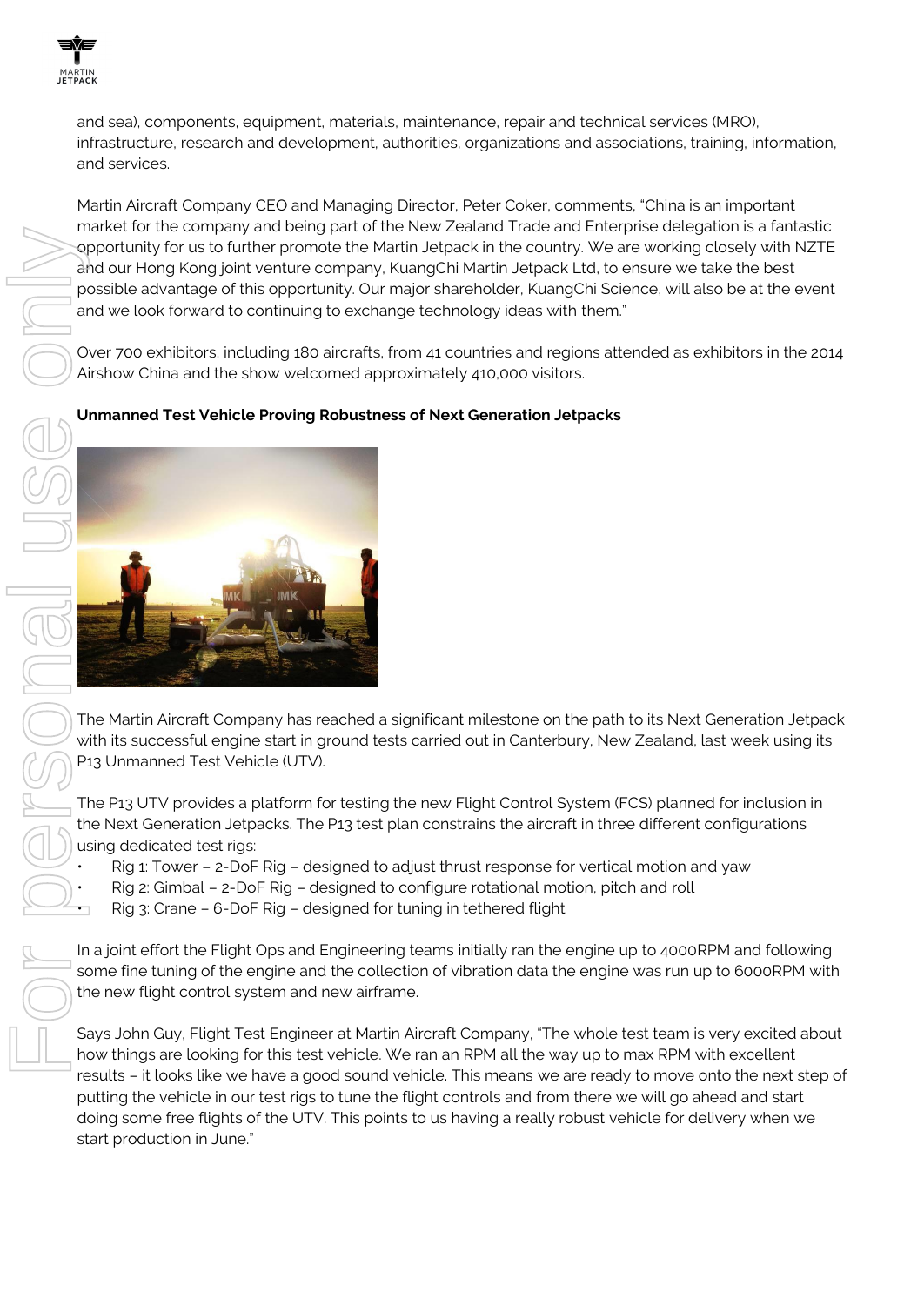and sea), components, equipment, materials, maintenance, repair and technical services (MRO), infrastructure, research and development, authorities, organizations and associations, training, information, and services.

Martin Aircraft Company CEO and Managing Director, Peter Coker, comments, "China is an important market for the company and being part of the New Zealand Trade and Enterprise delegation is a fantastic opportunity for us to further promote the Martin Jetpack in the country. We are working closely with NZTE and our Hong Kong joint venture company, KuangChi Martin Jetpack Ltd, to ensure we take the best possible advantage of this opportunity. Our major shareholder, KuangChi Science, will also be at the event and we look forward to continuing to exchange technology ideas with them."

Over 700 exhibitors, including 180 aircrafts, from 41 countries and regions attended as exhibitors in the 2014 Airshow China and the show welcomed approximately 410,000 visitors.

**Unmanned Test Vehicle Proving Robustness of Next Generation Jetpacks**

The Martin Aircraft Company has reached a significant milestone on the path to its Next Generation Jetpack with its successful engine start in ground tests carried out in Canterbury, New Zealand, last week using its P13 Unmanned Test Vehicle (UTV).

The P13 UTV provides a platform for testing the new Flight Control System (FCS) planned for inclusion in the Next Generation Jetpacks. The P13 test plan constrains the aircraft in three different configurations using dedicated test rigs:

- Rig 1: Tower – 2-DoF Rig – designed to adjust thrust response for vertical motion and yaw
- Rig 2: Gimbal – 2-DoF Rig – designed to configure rotational motion, pitch and roll
- Rig 3: Crane – 6-DoF Rig – designed for tuning in tethered flight

In a joint effort the Flight Ops and Engineering teams initially ran the engine up to 4000RPM and following some fine tuning of the engine and the collection of vibration data the engine was run up to 6000RPM with the new flight control system and new airframe.

Says John Guy, Flight Test Engineer at Martin Aircraft Company, "The whole test team is very excited about how things are looking for this test vehicle. We ran an RPM all the way up to max RPM with excellent results – it looks like we have a good sound vehicle. This means we are ready to move onto the next step of putting the vehicle in our test rigs to tune the flight controls and from there we will go ahead and start doing some free flights of the UTV. This points to us having a really robust vehicle for delivery when we start production in June."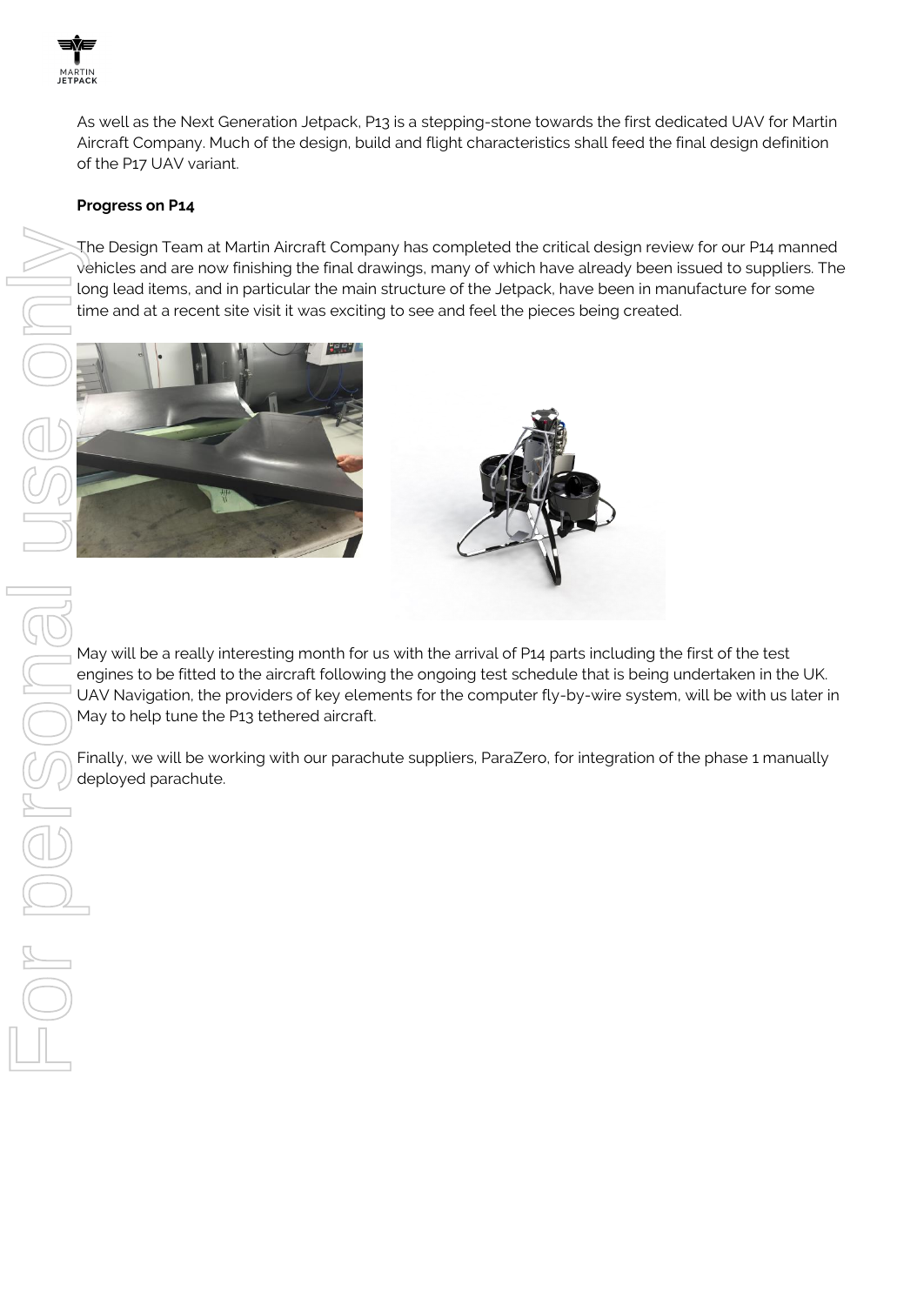As well as the Next Generation Jetpack, P13 is a stepping-stone towards the first dedicated UAV for Martin Aircraft Company. Much of the design, build and flight characteristics shall feed the final design definition of the P17 UAV variant.

**Progress on P14**

The Design Team at Martin Aircraft Company has completed the critical design review for our P14 manned vehicles and are now finishing the final drawings, many of which have already been issued to suppliers. The long lead items, and in particular the main structure of the Jetpack, have been in manufacture for some time and at a recent site visit it was exciting to see and feel the pieces being created.

May will be a really interesting month for us with the arrival of P14 parts including the first of the test engines to be fitted to the aircraft following the ongoing test schedule that is being undertaken in the UK. UAV Navigation, the providers of key elements for the computer fly-by-wire system, will be with us later in May to help tune the P13 tethered aircraft.

Finally, we will be working with our parachute suppliers, ParaZero, for integration of the phase 1 manually deployed parachute.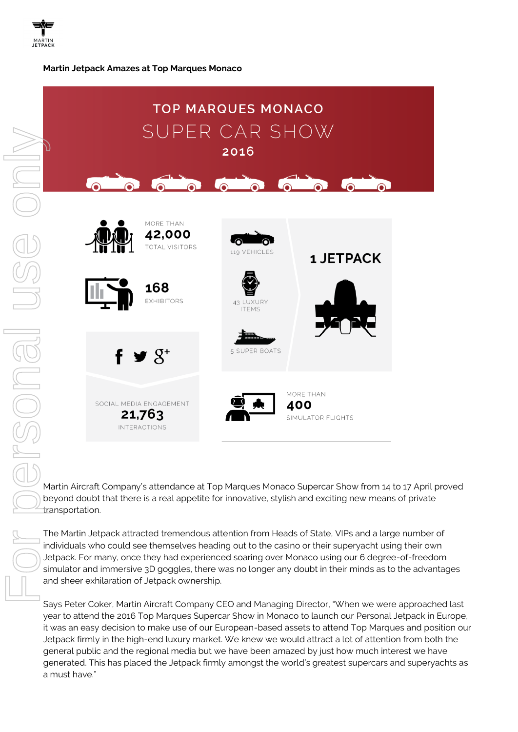**Martin Jetpack Amazes at Top Marques Monaco**

TOP MARQUES MONACO

SUPER CAR SHOW

2016

MORE THAN
**42,000**
TOTAL VISITORS

**168**
EXHIBITORS

SOCIAL MEDIA ENGAGEMENT
**21,763**
INTERACTIONS

119 VEHICLES

43 LUXURY ITEMS

5 SUPER BOATS

**1 JETPACK**

MORE THAN
**400**
SIMULATOR FLIGHTS

Martin Aircraft Company's attendance at Top Marques Monaco Supercar Show from 14 to 17 April proved beyond doubt that there is a real appetite for innovative, stylish and exciting new means of private transportation.

The Martin Jetpack attracted tremendous attention from Heads of State, VIPs and a large number of individuals who could see themselves heading out to the casino or their superyacht using their own Jetpack. For many, once they had experienced soaring over Monaco using our 6 degree-of-freedom simulator and immersive 3D goggles, there was no longer any doubt in their minds as to the advantages and sheer exhilaration of Jetpack ownership.

Says Peter Coker, Martin Aircraft Company CEO and Managing Director, "When we were approached last year to attend the 2016 Top Marques Supercar Show in Monaco to launch our Personal Jetpack in Europe, it was an easy decision to make use of our European-based assets to attend Top Marques and position our Jetpack firmly in the high-end luxury market. We knew we would attract a lot of attention from both the general public and the regional media but we have been amazed by just how much interest we have generated. This has placed the Jetpack firmly amongst the world's greatest supercars and superyachts as a must have."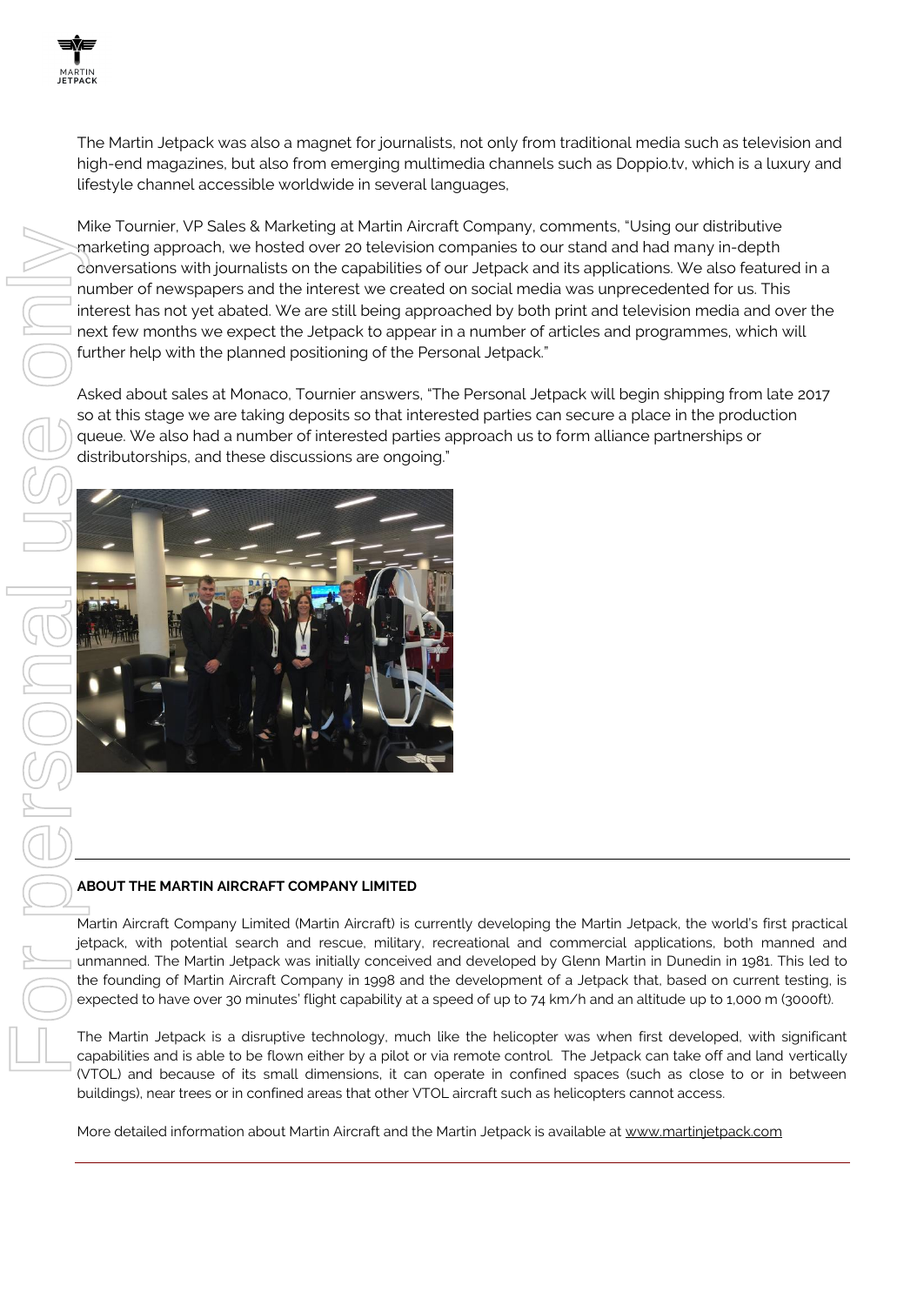The Martin Jetpack was also a magnet for journalists, not only from traditional media such as television and high-end magazines, but also from emerging multimedia channels such as Doppio.tv, which is a luxury and lifestyle channel accessible worldwide in several languages,

Mike Tournier, VP Sales & Marketing at Martin Aircraft Company, comments, "Using our distributive marketing approach, we hosted over 20 television companies to our stand and had many in-depth conversations with journalists on the capabilities of our Jetpack and its applications. We also featured in a number of newspapers and the interest we created on social media was unprecedented for us. This interest has not yet abated. We are still being approached by both print and television media and over the next few months we expect the Jetpack to appear in a number of articles and programmes, which will further help with the planned positioning of the Personal Jetpack."

Asked about sales at Monaco, Tournier answers, "The Personal Jetpack will begin shipping from late 2017 so at this stage we are taking deposits so that interested parties can secure a place in the production queue. We also had a number of interested parties approach us to form alliance partnerships or distributorships, and these discussions are ongoing."

## ABOUT THE MARTIN AIRCRAFT COMPANY LIMITED

Martin Aircraft Company Limited (Martin Aircraft) is currently developing the Martin Jetpack, the world's first practical jetpack, with potential search and rescue, military, recreational and commercial applications, both manned and unmanned. The Martin Jetpack was initially conceived and developed by Glenn Martin in Dunedin in 1981. This led to the founding of Martin Aircraft Company in 1998 and the development of a Jetpack that, based on current testing, is expected to have over 30 minutes' flight capability at a speed of up to 74 km/h and an altitude up to 1,000 m (3000ft).

The Martin Jetpack is a disruptive technology, much like the helicopter was when first developed, with significant capabilities and is able to be flown either by a pilot or via remote control. The Jetpack can take off and land vertically (VTOL) and because of its small dimensions, it can operate in confined spaces (such as close to or in between buildings), near trees or in confined areas that other VTOL aircraft such as helicopters cannot access.

More detailed information about Martin Aircraft and the Martin Jetpack is available at www.martinjetpack.com